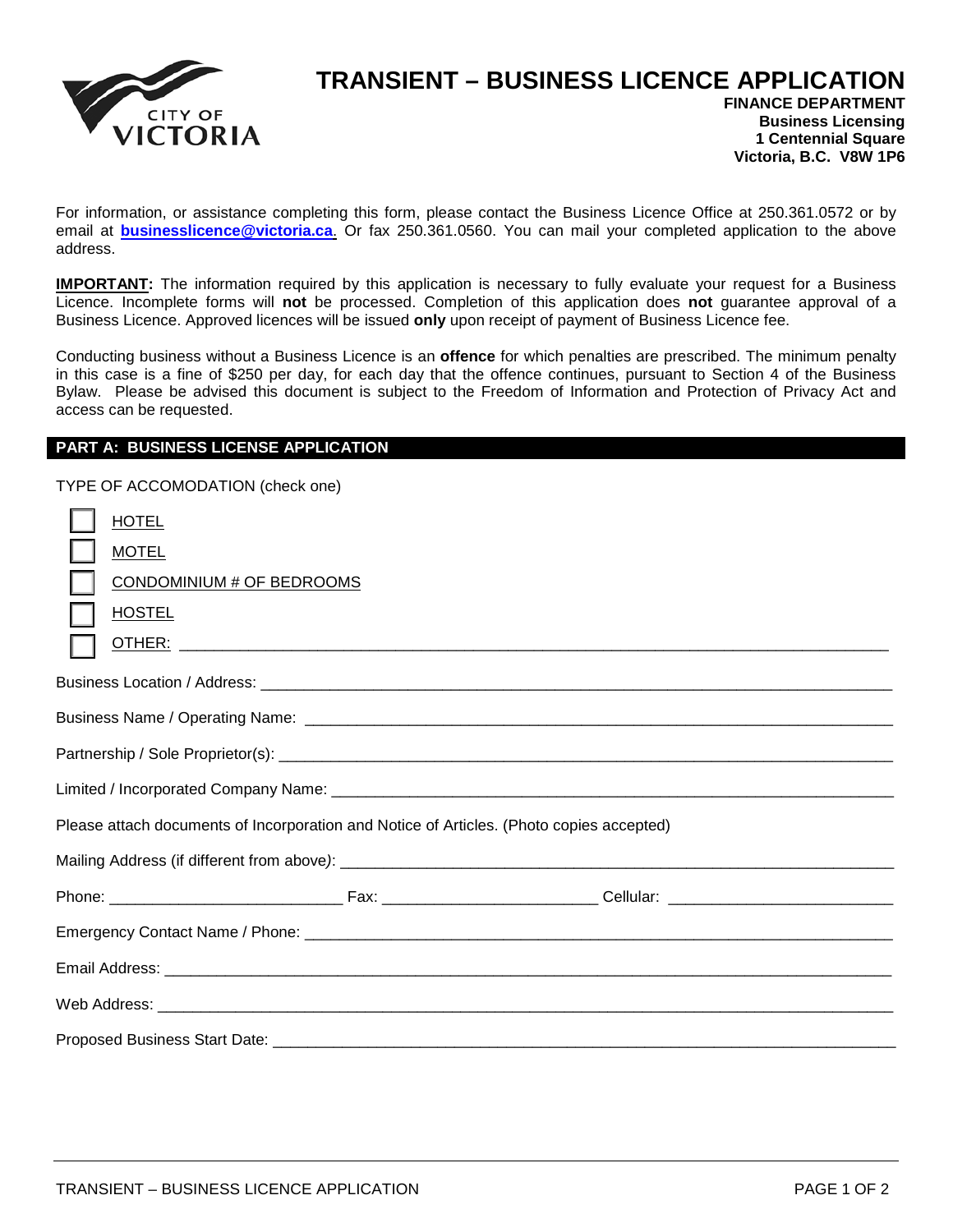# TRANSIENT – BUSINESS LICENCE APPLICATION

**FINANCE DEPARTMENT**
**Business Licensing**
**1 Centennial Square**
**Victoria, B.C. V8W 1P6**

For information, or assistance completing this form, please contact the Business Licence Office at 250.361.0572 or by email at **businesslicence@victoria.ca**. Or fax 250.361.0560. You can mail your completed application to the above address.

**IMPORTANT:** The information required by this application is necessary to fully evaluate your request for a Business Licence. Incomplete forms will **not** be processed. Completion of this application does **not** guarantee approval of a Business Licence. Approved licences will be issued **only** upon receipt of payment of Business Licence fee.

Conducting business without a Business Licence is an **offence** for which penalties are prescribed. The minimum penalty in this case is a fine of $250 per day, for each day that the offence continues, pursuant to Section 4 of the Business Bylaw. Please be advised this document is subject to the Freedom of Information and Protection of Privacy Act and access can be requested.

## PART A: BUSINESS LICENSE APPLICATION

TYPE OF ACCOMODATION (check one)

- ☐ HOTEL
- ☐ MOTEL
- ☐ CONDOMINIUM # OF BEDROOMS
- ☐ HOSTEL
- ☐ OTHER: ______________________________

Business Location / Address: ______________________________

Business Name / Operating Name: ______________________________

Partnership / Sole Proprietor(s): ______________________________

Limited / Incorporated Company Name: ______________________________

Please attach documents of Incorporation and Notice of Articles. (Photo copies accepted)

Mailing Address (if different from above): ______________________________

Phone: ____________________ Fax: ____________________ Cellular: ____________________

Emergency Contact Name / Phone: ______________________________

Email Address: ______________________________

Web Address: ______________________________

Proposed Business Start Date: ______________________________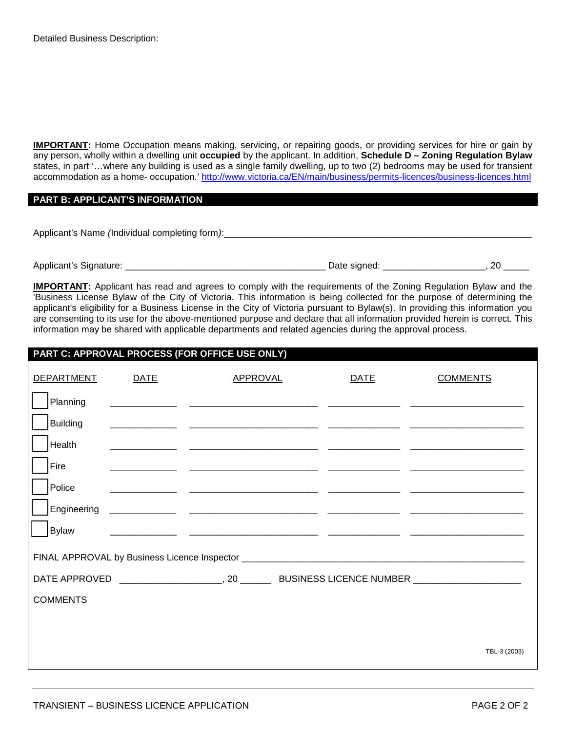Detailed Business Description:

**IMPORTANT:** Home Occupation means making, servicing, or repairing goods, or providing services for hire or gain by any person, wholly within a dwelling unit **occupied** by the applicant. In addition, **Schedule D – Zoning Regulation Bylaw** states, in part '…where any building is used as a single family dwelling, up to two (2) bedrooms may be used for transient accommodation as a home- occupation.' http://www.victoria.ca/EN/main/business/permits-licences/business-licences.html

## PART B: APPLICANT'S INFORMATION

Applicant's Name *(*Individual completing form*)*:_______________________________________________________________

Applicant's Signature: ________________________________________ Date signed: ___________________, 20 _____

**IMPORTANT:** Applicant has read and agrees to comply with the requirements of the Zoning Regulation Bylaw and the 'Business License Bylaw of the City of Victoria. This information is being collected for the purpose of determining the applicant's eligibility for a Business License in the City of Victoria pursuant to Bylaw(s). In providing this information you are consenting to its use for the above-mentioned purpose and declare that all information provided herein is correct. This information may be shared with applicable departments and related agencies during the approval process.

## PART C: APPROVAL PROCESS (FOR OFFICE USE ONLY)

| DEPARTMENT | DATE | APPROVAL | DATE | COMMENTS |
|---|---|---|---|---|
| ☐ Planning | | | | |
| ☐ Building | | | | |
| ☐ Health | | | | |
| ☐ Fire | | | | |
| ☐ Police | | | | |
| ☐ Engineering | | | | |
| ☐ Bylaw | | | | |

FINAL APPROVAL by Business Licence Inspector ___________________________________________________________

DATE APPROVED ___________________, 20 ______ BUSINESS LICENCE NUMBER ____________________

COMMENTS

TBL-3 (2003)

TRANSIENT – BUSINESS LICENCE APPLICATION